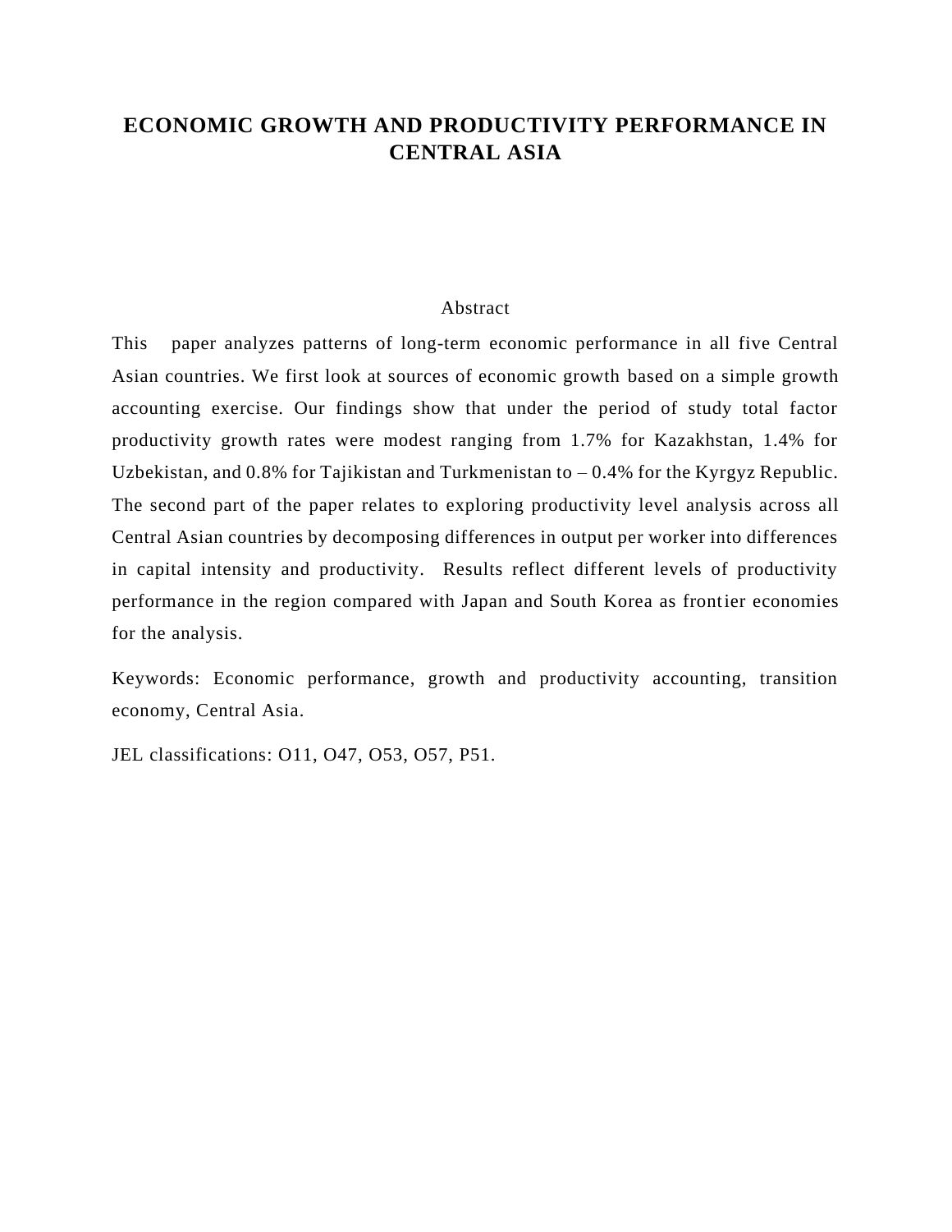# ECONOMIC GROWTH AND PRODUCTIVITY PERFORMANCE IN CENTRAL ASIA

## Abstract

This paper analyzes patterns of long-term economic performance in all five Central Asian countries. We first look at sources of economic growth based on a simple growth accounting exercise. Our findings show that under the period of study total factor productivity growth rates were modest ranging from 1.7% for Kazakhstan, 1.4% for Uzbekistan, and 0.8% for Tajikistan and Turkmenistan to – 0.4% for the Kyrgyz Republic. The second part of the paper relates to exploring productivity level analysis across all Central Asian countries by decomposing differences in output per worker into differences in capital intensity and productivity. Results reflect different levels of productivity performance in the region compared with Japan and South Korea as frontier economies for the analysis.

Keywords: Economic performance, growth and productivity accounting, transition economy, Central Asia.

JEL classifications: O11, O47, O53, O57, P51.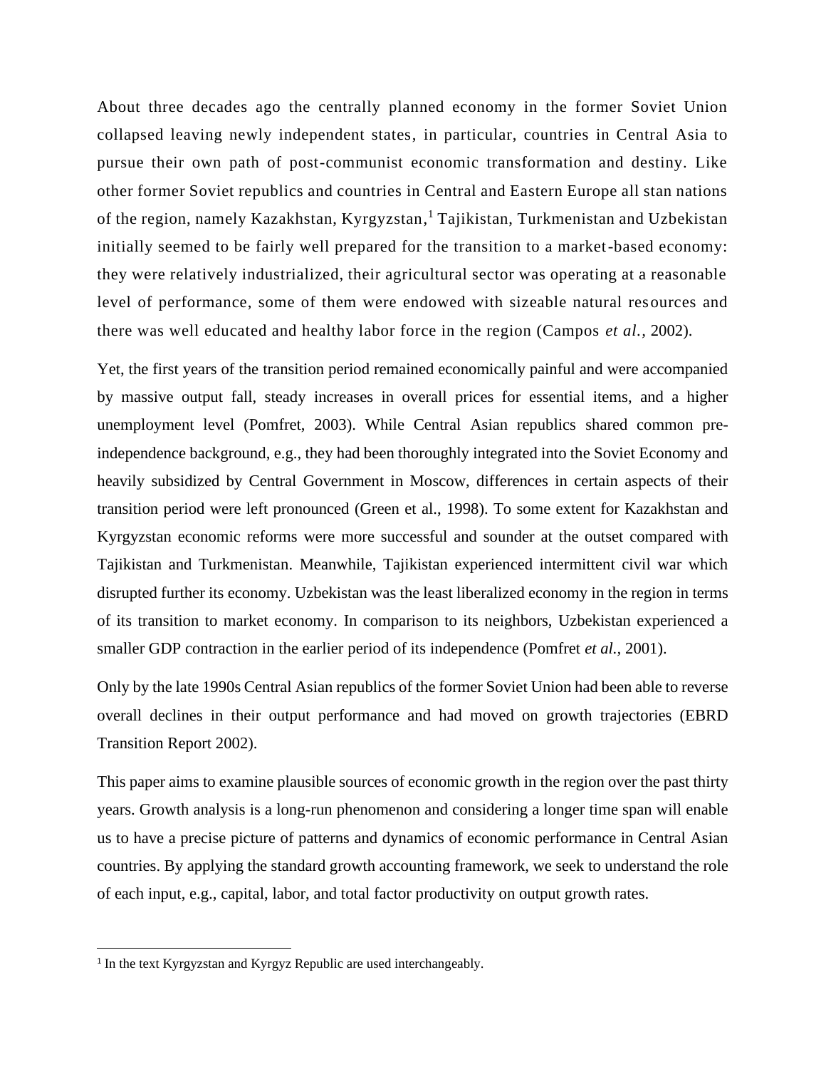About three decades ago the centrally planned economy in the former Soviet Union collapsed leaving newly independent states, in particular, countries in Central Asia to pursue their own path of post-communist economic transformation and destiny. Like other former Soviet republics and countries in Central and Eastern Europe all stan nations of the region, namely Kazakhstan, Kyrgyzstan,[1] Tajikistan, Turkmenistan and Uzbekistan initially seemed to be fairly well prepared for the transition to a market-based economy: they were relatively industrialized, their agricultural sector was operating at a reasonable level of performance, some of them were endowed with sizeable natural resources and there was well educated and healthy labor force in the region (Campos *et al.*, 2002).

Yet, the first years of the transition period remained economically painful and were accompanied by massive output fall, steady increases in overall prices for essential items, and a higher unemployment level (Pomfret, 2003). While Central Asian republics shared common pre-independence background, e.g., they had been thoroughly integrated into the Soviet Economy and heavily subsidized by Central Government in Moscow, differences in certain aspects of their transition period were left pronounced (Green et al., 1998). To some extent for Kazakhstan and Kyrgyzstan economic reforms were more successful and sounder at the outset compared with Tajikistan and Turkmenistan. Meanwhile, Tajikistan experienced intermittent civil war which disrupted further its economy. Uzbekistan was the least liberalized economy in the region in terms of its transition to market economy. In comparison to its neighbors, Uzbekistan experienced a smaller GDP contraction in the earlier period of its independence (Pomfret *et al.*, 2001).

Only by the late 1990s Central Asian republics of the former Soviet Union had been able to reverse overall declines in their output performance and had moved on growth trajectories (EBRD Transition Report 2002).

This paper aims to examine plausible sources of economic growth in the region over the past thirty years. Growth analysis is a long-run phenomenon and considering a longer time span will enable us to have a precise picture of patterns and dynamics of economic performance in Central Asian countries. By applying the standard growth accounting framework, we seek to understand the role of each input, e.g., capital, labor, and total factor productivity on output growth rates.

---

[1] In the text Kyrgyzstan and Kyrgyz Republic are used interchangeably.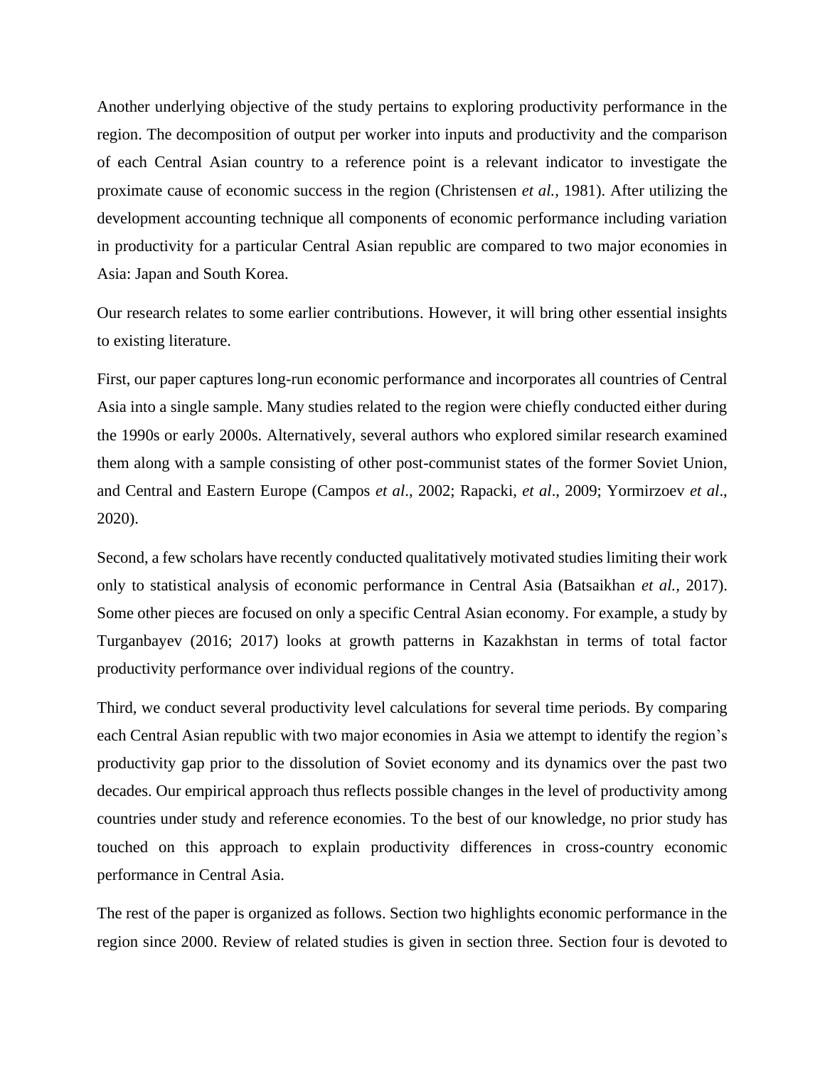Another underlying objective of the study pertains to exploring productivity performance in the region. The decomposition of output per worker into inputs and productivity and the comparison of each Central Asian country to a reference point is a relevant indicator to investigate the proximate cause of economic success in the region (Christensen *et al.*, 1981). After utilizing the development accounting technique all components of economic performance including variation in productivity for a particular Central Asian republic are compared to two major economies in Asia: Japan and South Korea.

Our research relates to some earlier contributions. However, it will bring other essential insights to existing literature.

First, our paper captures long-run economic performance and incorporates all countries of Central Asia into a single sample. Many studies related to the region were chiefly conducted either during the 1990s or early 2000s. Alternatively, several authors who explored similar research examined them along with a sample consisting of other post-communist states of the former Soviet Union, and Central and Eastern Europe (Campos *et al*., 2002; Rapacki, *et al*., 2009; Yormirzoev *et al*., 2020).

Second, a few scholars have recently conducted qualitatively motivated studies limiting their work only to statistical analysis of economic performance in Central Asia (Batsaikhan *et al.*, 2017). Some other pieces are focused on only a specific Central Asian economy. For example, a study by Turganbayev (2016; 2017) looks at growth patterns in Kazakhstan in terms of total factor productivity performance over individual regions of the country.

Third, we conduct several productivity level calculations for several time periods. By comparing each Central Asian republic with two major economies in Asia we attempt to identify the region's productivity gap prior to the dissolution of Soviet economy and its dynamics over the past two decades. Our empirical approach thus reflects possible changes in the level of productivity among countries under study and reference economies. To the best of our knowledge, no prior study has touched on this approach to explain productivity differences in cross-country economic performance in Central Asia.

The rest of the paper is organized as follows. Section two highlights economic performance in the region since 2000. Review of related studies is given in section three. Section four is devoted to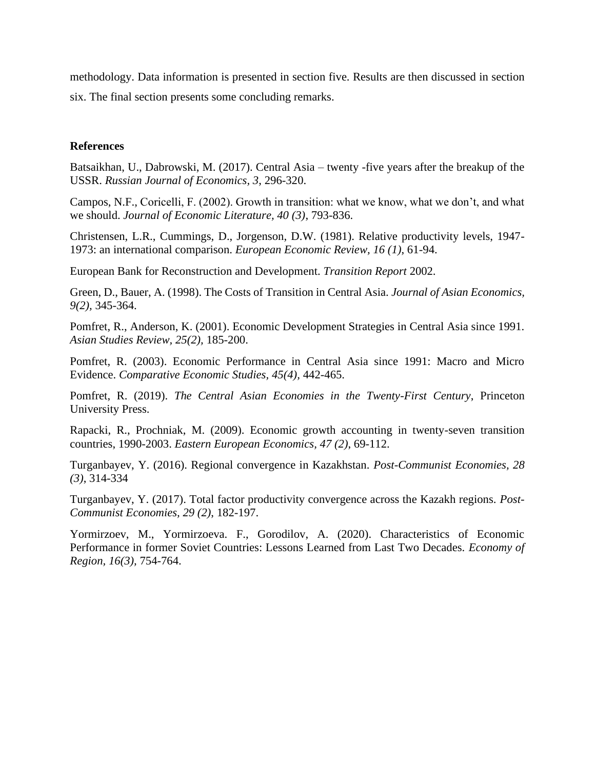methodology. Data information is presented in section five. Results are then discussed in section six. The final section presents some concluding remarks.

## References

Batsaikhan, U., Dabrowski, M. (2017). Central Asia – twenty -five years after the breakup of the USSR. *Russian Journal of Economics*, *3*, 296-320.

Campos, N.F., Coricelli, F. (2002). Growth in transition: what we know, what we don't, and what we should. *Journal of Economic Literature, 40 (3)*, 793-836.

Christensen, L.R., Cummings, D., Jorgenson, D.W. (1981). Relative productivity levels, 1947-1973: an international comparison. *European Economic Review, 16 (1)*, 61-94.

European Bank for Reconstruction and Development. *Transition Report* 2002.

Green, D., Bauer, A. (1998). The Costs of Transition in Central Asia. *Journal of Asian Economics, 9(2),* 345-364.

Pomfret, R., Anderson, K. (2001). Economic Development Strategies in Central Asia since 1991. *Asian Studies Review, 25(2),* 185-200.

Pomfret, R. (2003). Economic Performance in Central Asia since 1991: Macro and Micro Evidence. *Comparative Economic Studies, 45(4),* 442-465.

Pomfret, R. (2019). *The Central Asian Economies in the Twenty-First Century*, Princeton University Press.

Rapacki, R., Prochniak, M. (2009). Economic growth accounting in twenty-seven transition countries, 1990-2003. *Eastern European Economics, 47 (2)*, 69-112.

Turganbayev, Y. (2016). Regional convergence in Kazakhstan. *Post-Communist Economies, 28 (3),* 314-334

Turganbayev, Y. (2017). Total factor productivity convergence across the Kazakh regions. *Post-Communist Economies, 29 (2)*, 182-197.

Yormirzoev, M., Yormirzoeva. F., Gorodilov, A. (2020). Characteristics of Economic Performance in former Soviet Countries: Lessons Learned from Last Two Decades. *Economy of Region, 16(3),* 754-764.